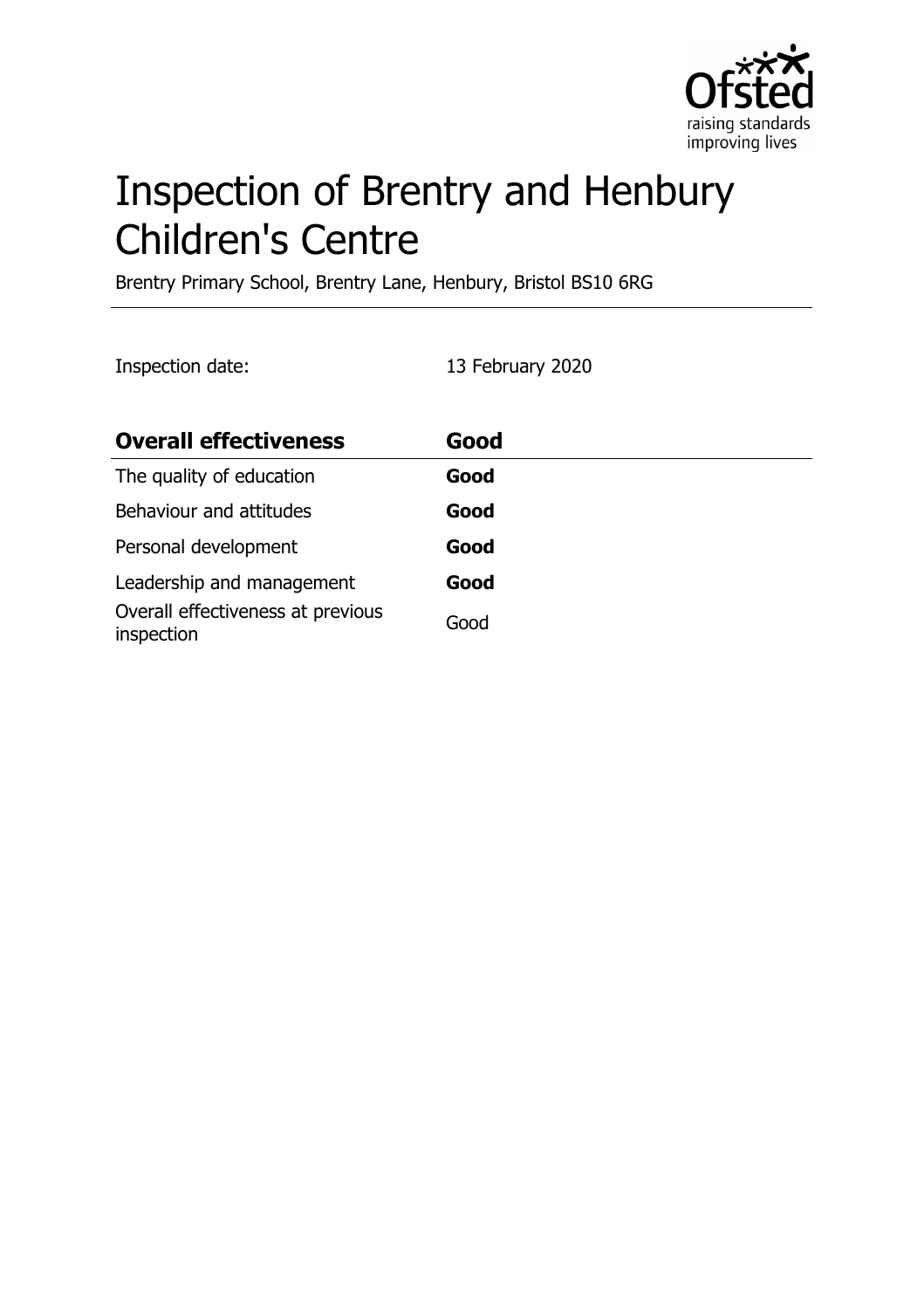# Inspection of Brentry and Henbury Children's Centre

Brentry Primary School, Brentry Lane, Henbury, Bristol BS10 6RG

Inspection date: 13 February 2020

| Overall effectiveness | Good |
| --- | --- |
| The quality of education | **Good** |
| Behaviour and attitudes | **Good** |
| Personal development | **Good** |
| Leadership and management | **Good** |
| Overall effectiveness at previous inspection | Good |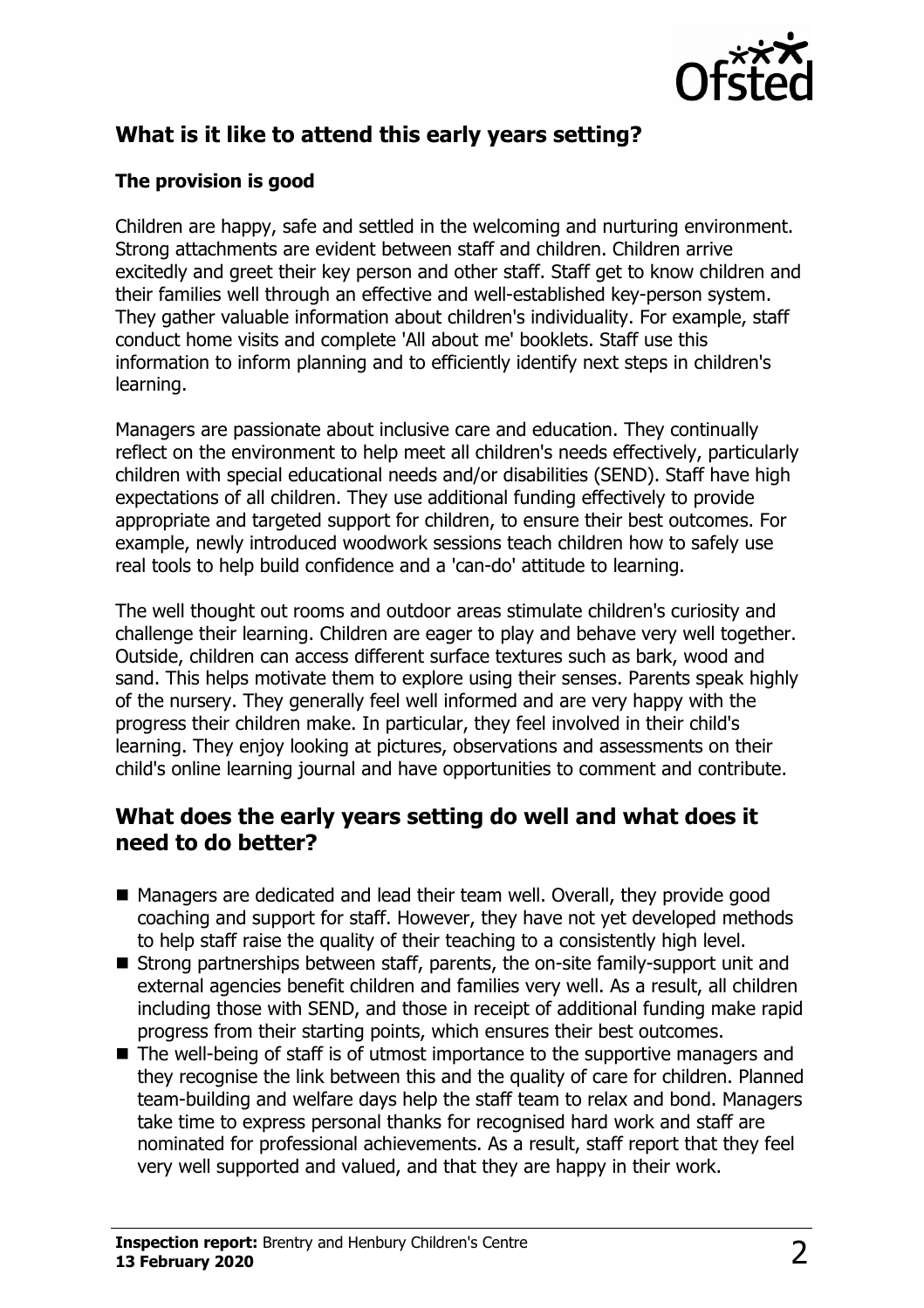## What is it like to attend this early years setting?

### The provision is good

Children are happy, safe and settled in the welcoming and nurturing environment. Strong attachments are evident between staff and children. Children arrive excitedly and greet their key person and other staff. Staff get to know children and their families well through an effective and well-established key-person system. They gather valuable information about children's individuality. For example, staff conduct home visits and complete 'All about me' booklets. Staff use this information to inform planning and to efficiently identify next steps in children's learning.

Managers are passionate about inclusive care and education. They continually reflect on the environment to help meet all children's needs effectively, particularly children with special educational needs and/or disabilities (SEND). Staff have high expectations of all children. They use additional funding effectively to provide appropriate and targeted support for children, to ensure their best outcomes. For example, newly introduced woodwork sessions teach children how to safely use real tools to help build confidence and a 'can-do' attitude to learning.

The well thought out rooms and outdoor areas stimulate children's curiosity and challenge their learning. Children are eager to play and behave very well together. Outside, children can access different surface textures such as bark, wood and sand. This helps motivate them to explore using their senses. Parents speak highly of the nursery. They generally feel well informed and are very happy with the progress their children make. In particular, they feel involved in their child's learning. They enjoy looking at pictures, observations and assessments on their child's online learning journal and have opportunities to comment and contribute.

## What does the early years setting do well and what does it need to do better?

- Managers are dedicated and lead their team well. Overall, they provide good coaching and support for staff. However, they have not yet developed methods to help staff raise the quality of their teaching to a consistently high level.
- Strong partnerships between staff, parents, the on-site family-support unit and external agencies benefit children and families very well. As a result, all children including those with SEND, and those in receipt of additional funding make rapid progress from their starting points, which ensures their best outcomes.
- The well-being of staff is of utmost importance to the supportive managers and they recognise the link between this and the quality of care for children. Planned team-building and welfare days help the staff team to relax and bond. Managers take time to express personal thanks for recognised hard work and staff are nominated for professional achievements. As a result, staff report that they feel very well supported and valued, and that they are happy in their work.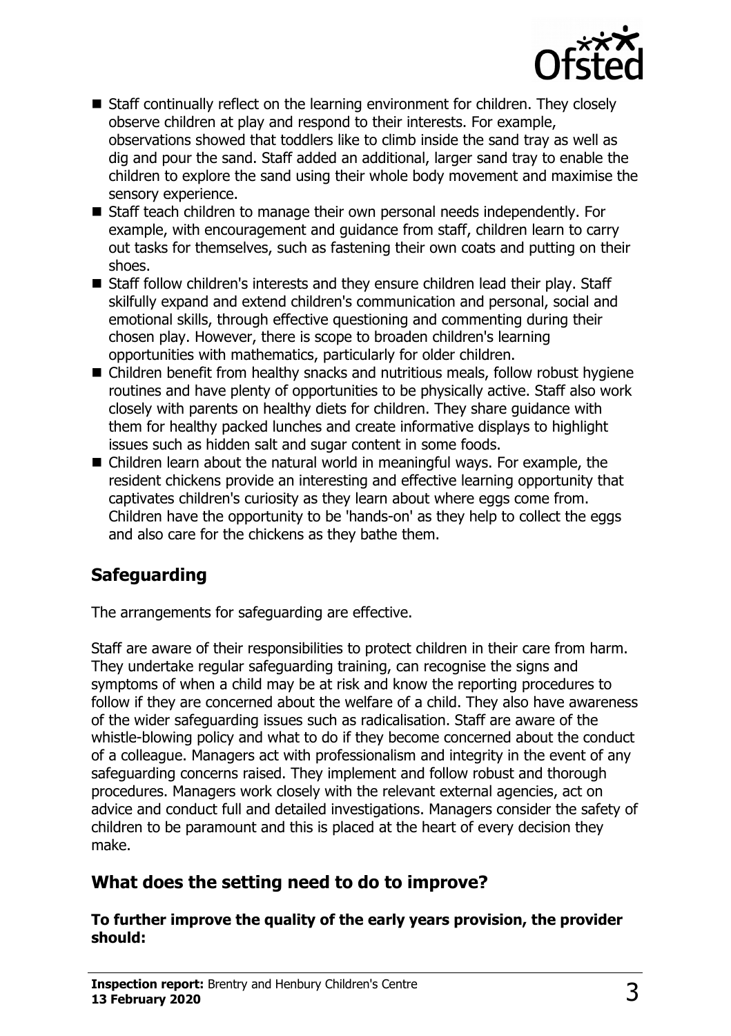- Staff continually reflect on the learning environment for children. They closely observe children at play and respond to their interests. For example, observations showed that toddlers like to climb inside the sand tray as well as dig and pour the sand. Staff added an additional, larger sand tray to enable the children to explore the sand using their whole body movement and maximise the sensory experience.
- Staff teach children to manage their own personal needs independently. For example, with encouragement and guidance from staff, children learn to carry out tasks for themselves, such as fastening their own coats and putting on their shoes.
- Staff follow children's interests and they ensure children lead their play. Staff skilfully expand and extend children's communication and personal, social and emotional skills, through effective questioning and commenting during their chosen play. However, there is scope to broaden children's learning opportunities with mathematics, particularly for older children.
- Children benefit from healthy snacks and nutritious meals, follow robust hygiene routines and have plenty of opportunities to be physically active. Staff also work closely with parents on healthy diets for children. They share guidance with them for healthy packed lunches and create informative displays to highlight issues such as hidden salt and sugar content in some foods.
- Children learn about the natural world in meaningful ways. For example, the resident chickens provide an interesting and effective learning opportunity that captivates children's curiosity as they learn about where eggs come from. Children have the opportunity to be 'hands-on' as they help to collect the eggs and also care for the chickens as they bathe them.

## Safeguarding

The arrangements for safeguarding are effective.

Staff are aware of their responsibilities to protect children in their care from harm. They undertake regular safeguarding training, can recognise the signs and symptoms of when a child may be at risk and know the reporting procedures to follow if they are concerned about the welfare of a child. They also have awareness of the wider safeguarding issues such as radicalisation. Staff are aware of the whistle-blowing policy and what to do if they become concerned about the conduct of a colleague. Managers act with professionalism and integrity in the event of any safeguarding concerns raised. They implement and follow robust and thorough procedures. Managers work closely with the relevant external agencies, act on advice and conduct full and detailed investigations. Managers consider the safety of children to be paramount and this is placed at the heart of every decision they make.

## What does the setting need to do to improve?

**To further improve the quality of the early years provision, the provider should:**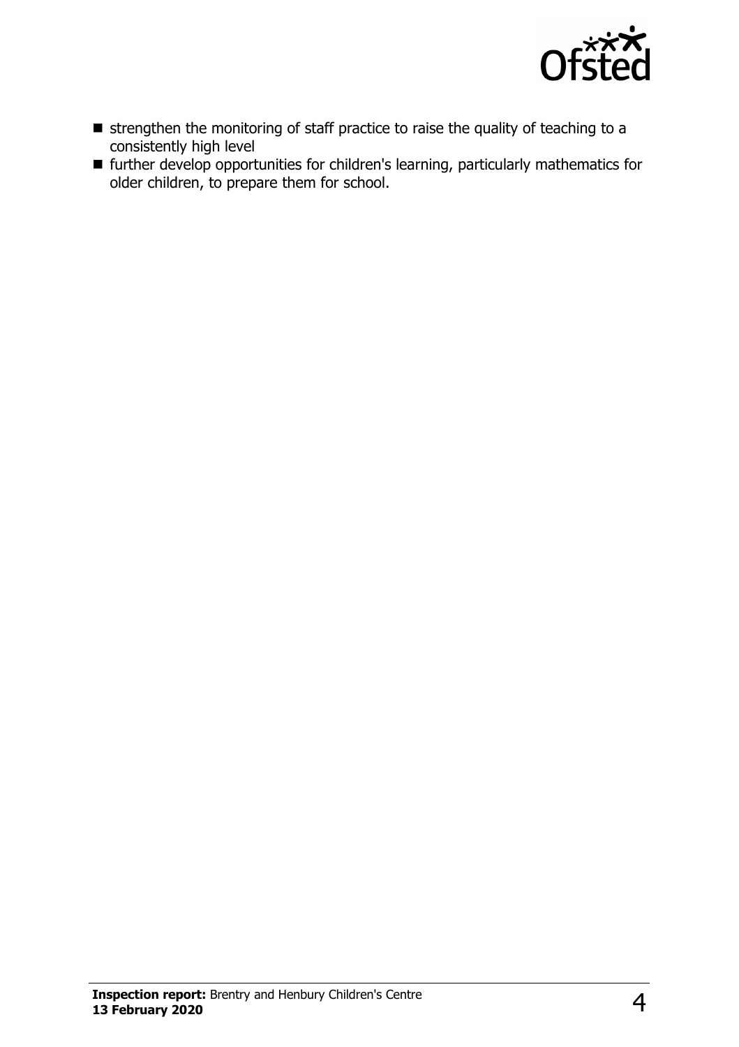- strengthen the monitoring of staff practice to raise the quality of teaching to a consistently high level
- further develop opportunities for children's learning, particularly mathematics for older children, to prepare them for school.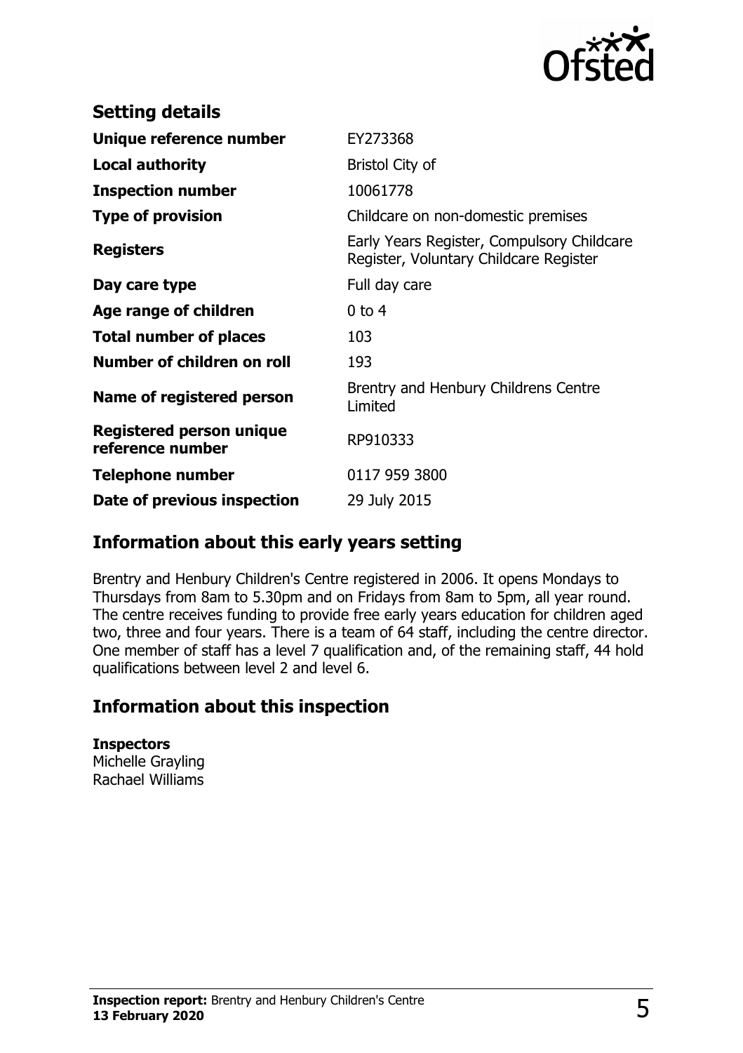## Setting details

| | |
|---|---|
| **Unique reference number** | EY273368 |
| **Local authority** | Bristol City of |
| **Inspection number** | 10061778 |
| **Type of provision** | Childcare on non-domestic premises |
| **Registers** | Early Years Register, Compulsory Childcare Register, Voluntary Childcare Register |
| **Day care type** | Full day care |
| **Age range of children** | 0 to 4 |
| **Total number of places** | 103 |
| **Number of children on roll** | 193 |
| **Name of registered person** | Brentry and Henbury Childrens Centre Limited |
| **Registered person unique reference number** | RP910333 |
| **Telephone number** | 0117 959 3800 |
| **Date of previous inspection** | 29 July 2015 |

## Information about this early years setting

Brentry and Henbury Children's Centre registered in 2006. It opens Mondays to Thursdays from 8am to 5.30pm and on Fridays from 8am to 5pm, all year round. The centre receives funding to provide free early years education for children aged two, three and four years. There is a team of 64 staff, including the centre director. One member of staff has a level 7 qualification and, of the remaining staff, 44 hold qualifications between level 2 and level 6.

## Information about this inspection

**Inspectors**
Michelle Grayling
Rachael Williams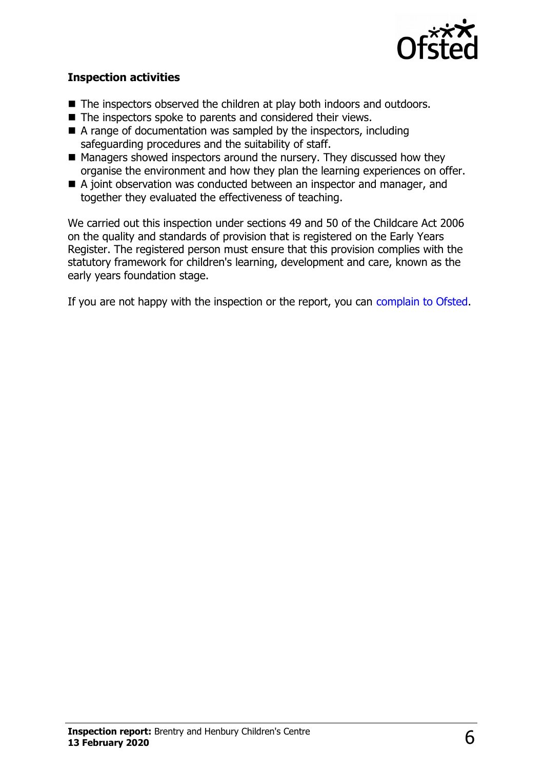### Inspection activities

- The inspectors observed the children at play both indoors and outdoors.
- The inspectors spoke to parents and considered their views.
- A range of documentation was sampled by the inspectors, including safeguarding procedures and the suitability of staff.
- Managers showed inspectors around the nursery. They discussed how they organise the environment and how they plan the learning experiences on offer.
- A joint observation was conducted between an inspector and manager, and together they evaluated the effectiveness of teaching.

We carried out this inspection under sections 49 and 50 of the Childcare Act 2006 on the quality and standards of provision that is registered on the Early Years Register. The registered person must ensure that this provision complies with the statutory framework for children's learning, development and care, known as the early years foundation stage.

If you are not happy with the inspection or the report, you can complain to Ofsted.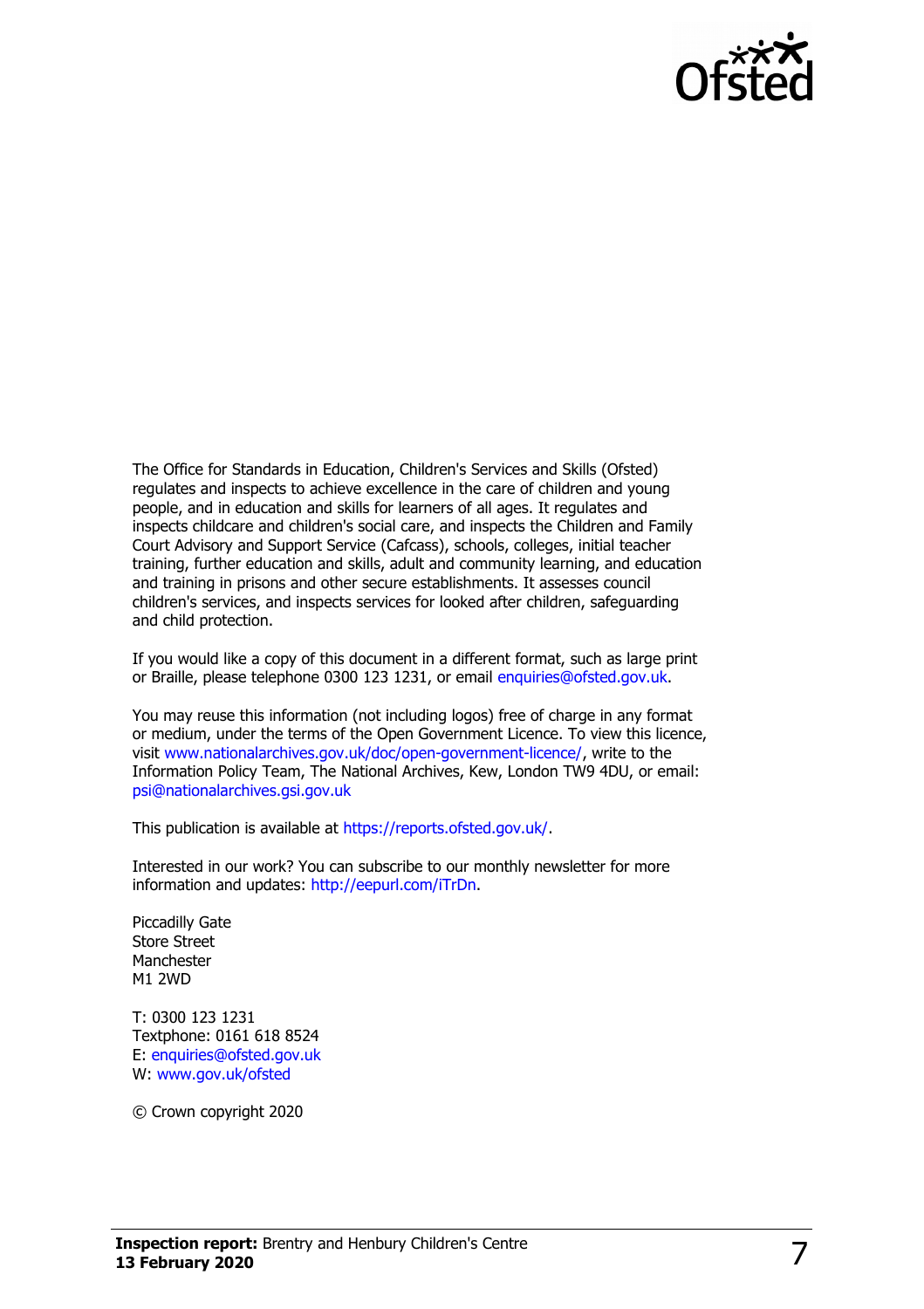The Office for Standards in Education, Children's Services and Skills (Ofsted) regulates and inspects to achieve excellence in the care of children and young people, and in education and skills for learners of all ages. It regulates and inspects childcare and children's social care, and inspects the Children and Family Court Advisory and Support Service (Cafcass), schools, colleges, initial teacher training, further education and skills, adult and community learning, and education and training in prisons and other secure establishments. It assesses council children's services, and inspects services for looked after children, safeguarding and child protection.

If you would like a copy of this document in a different format, such as large print or Braille, please telephone 0300 123 1231, or email enquiries@ofsted.gov.uk.

You may reuse this information (not including logos) free of charge in any format or medium, under the terms of the Open Government Licence. To view this licence, visit www.nationalarchives.gov.uk/doc/open-government-licence/, write to the Information Policy Team, The National Archives, Kew, London TW9 4DU, or email: psi@nationalarchives.gsi.gov.uk

This publication is available at https://reports.ofsted.gov.uk/.

Interested in our work? You can subscribe to our monthly newsletter for more information and updates: http://eepurl.com/iTrDn.

Piccadilly Gate
Store Street
Manchester
M1 2WD

T: 0300 123 1231
Textphone: 0161 618 8524
E: enquiries@ofsted.gov.uk
W: www.gov.uk/ofsted

© Crown copyright 2020